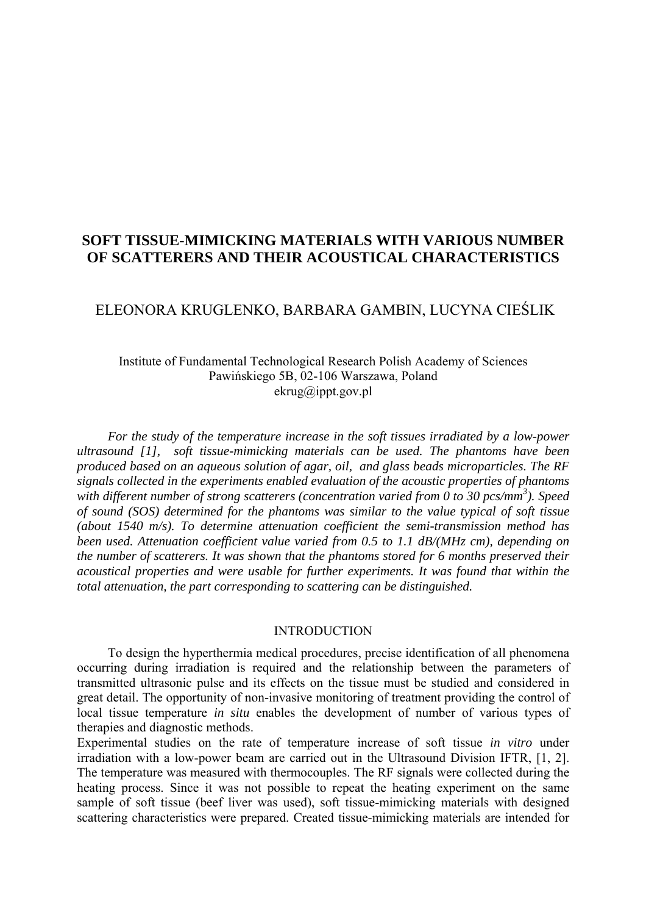# SOFT TISSUE-MIMICKING MATERIALS WITH VARIOUS NUMBER OF SCATTERERS AND THEIR ACOUSTICAL CHARACTERISTICS

ELEONORA KRUGLENKO, BARBARA GAMBIN, LUCYNA CIEŚLIK

Institute of Fundamental Technological Research Polish Academy of Sciences
Pawińskiego 5B, 02-106 Warszawa, Poland
ekrug@ippt.gov.pl

*For the study of the temperature increase in the soft tissues irradiated by a low-power ultrasound [1], soft tissue-mimicking materials can be used. The phantoms have been produced based on an aqueous solution of agar, oil, and glass beads microparticles. The RF signals collected in the experiments enabled evaluation of the acoustic properties of phantoms with different number of strong scatterers (concentration varied from 0 to 30 pcs/mm$^3$). Speed of sound (SOS) determined for the phantoms was similar to the value typical of soft tissue (about 1540 m/s). To determine attenuation coefficient the semi-transmission method has been used. Attenuation coefficient value varied from 0.5 to 1.1 dB/(MHz cm), depending on the number of scatterers. It was shown that the phantoms stored for 6 months preserved their acoustical properties and were usable for further experiments. It was found that within the total attenuation, the part corresponding to scattering can be distinguished.*

## INTRODUCTION

To design the hyperthermia medical procedures, precise identification of all phenomena occurring during irradiation is required and the relationship between the parameters of transmitted ultrasonic pulse and its effects on the tissue must be studied and considered in great detail. The opportunity of non-invasive monitoring of treatment providing the control of local tissue temperature *in situ* enables the development of number of various types of therapies and diagnostic methods.

Experimental studies on the rate of temperature increase of soft tissue *in vitro* under irradiation with a low-power beam are carried out in the Ultrasound Division IFTR, [1, 2]. The temperature was measured with thermocouples. The RF signals were collected during the heating process. Since it was not possible to repeat the heating experiment on the same sample of soft tissue (beef liver was used), soft tissue-mimicking materials with designed scattering characteristics were prepared. Created tissue-mimicking materials are intended for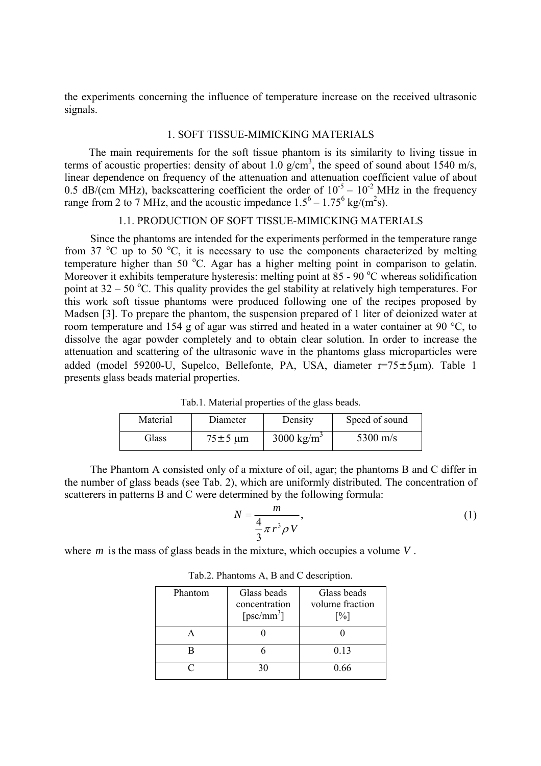the experiments concerning the influence of temperature increase on the received ultrasonic signals.

## 1. SOFT TISSUE-MIMICKING MATERIALS

The main requirements for the soft tissue phantom is its similarity to living tissue in terms of acoustic properties: density of about 1.0 g/cm$^3$, the speed of sound about 1540 m/s, linear dependence on frequency of the attenuation and attenuation coefficient value of about 0.5 dB/(cm MHz), backscattering coefficient the order of $10^{-5}$ – $10^{-2}$ MHz in the frequency range from 2 to 7 MHz, and the acoustic impedance $1.5^6$ – $1.75^6$ kg/(m$^2$s).

### 1.1. PRODUCTION OF SOFT TISSUE-MIMICKING MATERIALS

Since the phantoms are intended for the experiments performed in the temperature range from 37 $^o$C up to 50 $^o$C, it is necessary to use the components characterized by melting temperature higher than 50 $^o$C. Agar has a higher melting point in comparison to gelatin. Moreover it exhibits temperature hysteresis: melting point at 85 - 90 $^o$C whereas solidification point at 32 – 50 $^o$C. This quality provides the gel stability at relatively high temperatures. For this work soft tissue phantoms were produced following one of the recipes proposed by Madsen [3]. To prepare the phantom, the suspension prepared of 1 liter of deionized water at room temperature and 154 g of agar was stirred and heated in a water container at 90 °C, to dissolve the agar powder completely and to obtain clear solution. In order to increase the attenuation and scattering of the ultrasonic wave in the phantoms glass microparticles were added (model 59200-U, Supelco, Bellefonte, PA, USA, diameter r=75±5μm). Table 1 presents glass beads material properties.

Tab.1. Material properties of the glass beads.

| Material | Diameter | Density | Speed of sound |
|---|---|---|---|
| Glass | 75±5 μm | 3000 kg/m$^3$ | 5300 m/s |

The Phantom A consisted only of a mixture of oil, agar; the phantoms B and C differ in the number of glass beads (see Tab. 2), which are uniformly distributed. The concentration of scatterers in patterns B and C were determined by the following formula:

$$N = \frac{m}{\frac{4}{3}\pi r^3 \rho V}, \tag{1}$$

where $m$ is the mass of glass beads in the mixture, which occupies a volume $V$.

Tab.2. Phantoms A, B and C description.

| Phantom | Glass beads concentration [psc/mm$^3$] | Glass beads volume fraction [%] |
|---|---|---|
| A | 0 | 0 |
| B | 6 | 0.13 |
| C | 30 | 0.66 |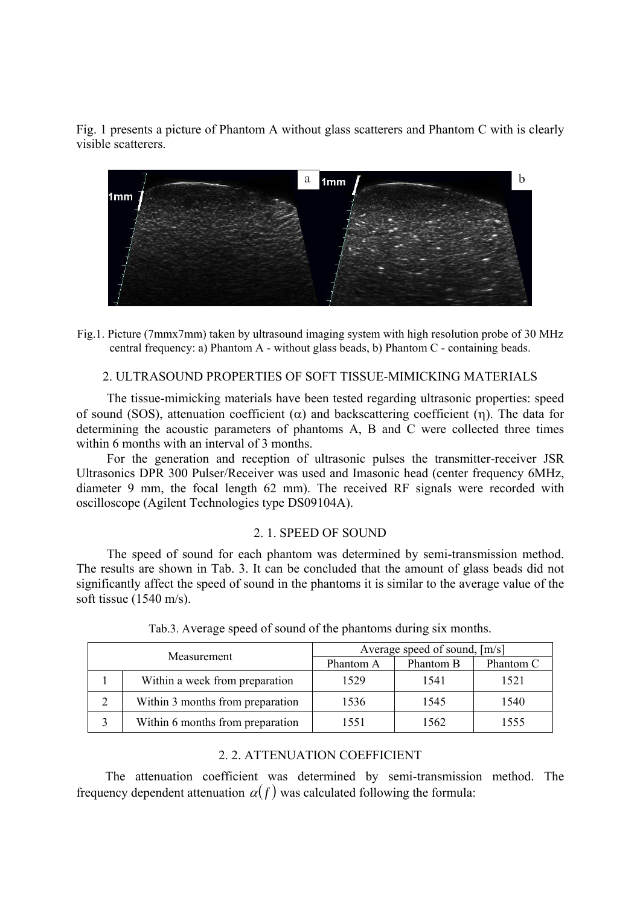Fig. 1 presents a picture of Phantom A without glass scatterers and Phantom C with is clearly visible scatterers.

Fig.1. Picture (7mmx7mm) taken by ultrasound imaging system with high resolution probe of 30 MHz central frequency: a) Phantom A - without glass beads, b) Phantom C - containing beads.

## 2. ULTRASOUND PROPERTIES OF SOFT TISSUE-MIMICKING MATERIALS

The tissue-mimicking materials have been tested regarding ultrasonic properties: speed of sound (SOS), attenuation coefficient ($\alpha$) and backscattering coefficient ($\eta$). The data for determining the acoustic parameters of phantoms A, B and C were collected three times within 6 months with an interval of 3 months.

For the generation and reception of ultrasonic pulses the transmitter-receiver JSR Ultrasonics DPR 300 Pulser/Receiver was used and Imasonic head (center frequency 6MHz, diameter 9 mm, the focal length 62 mm). The received RF signals were recorded with oscilloscope (Agilent Technologies type DS09104A).

### 2. 1. SPEED OF SOUND

The speed of sound for each phantom was determined by semi-transmission method. The results are shown in Tab. 3. It can be concluded that the amount of glass beads did not significantly affect the speed of sound in the phantoms it is similar to the average value of the soft tissue (1540 m/s).

Tab.3. Average speed of sound of the phantoms during six months.

| Measurement | | Average speed of sound, [m/s] | | |
|---|---|---|---|---|
| | | Phantom A | Phantom B | Phantom C |
| 1 | Within a week from preparation | 1529 | 1541 | 1521 |
| 2 | Within 3 months from preparation | 1536 | 1545 | 1540 |
| 3 | Within 6 months from preparation | 1551 | 1562 | 1555 |

### 2. 2. ATTENUATION COEFFICIENT

The attenuation coefficient was determined by semi-transmission method. The frequency dependent attenuation $\alpha(f)$ was calculated following the formula: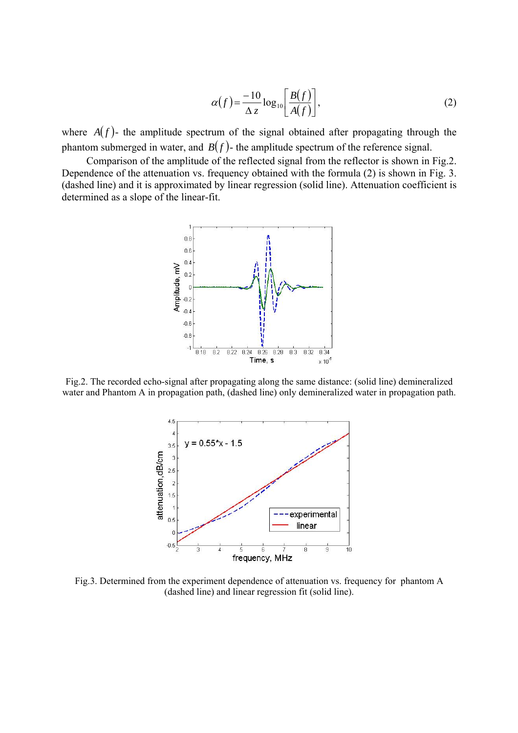$$\alpha(f) = \frac{-10}{\Delta z}\log_{10}\left[\frac{B(f)}{A(f)}\right], \tag{2}$$

where $A(f)$- the amplitude spectrum of the signal obtained after propagating through the phantom submerged in water, and $B(f)$- the amplitude spectrum of the reference signal.

Comparison of the amplitude of the reflected signal from the reflector is shown in Fig.2. Dependence of the attenuation vs. frequency obtained with the formula (2) is shown in Fig. 3. (dashed line) and it is approximated by linear regression (solid line). Attenuation coefficient is determined as a slope of the linear-fit.

Fig.2. The recorded echo-signal after propagating along the same distance: (solid line) demineralized water and Phantom A in propagation path, (dashed line) only demineralized water in propagation path.

Fig.3. Determined from the experiment dependence of attenuation vs. frequency for phantom A (dashed line) and linear regression fit (solid line).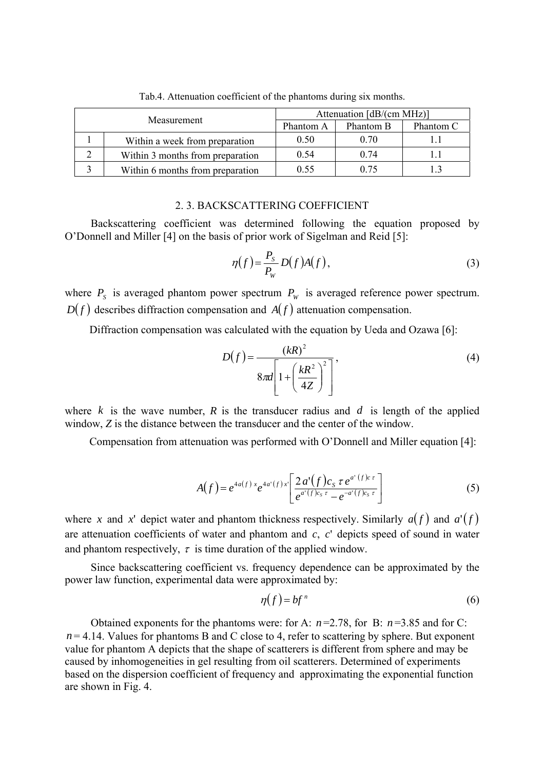Tab.4. Attenuation coefficient of the phantoms during six months.

| Measurement | | Attenuation [dB/(cm MHz)] | | |
|---|---|---|---|---|
| | | Phantom A | Phantom B | Phantom C |
| 1 | Within a week from preparation | 0.50 | 0.70 | 1.1 |
| 2 | Within 3 months from preparation | 0.54 | 0.74 | 1.1 |
| 3 | Within 6 months from preparation | 0.55 | 0.75 | 1.3 |

## 2. 3. BACKSCATTERING COEFFICIENT

Backscattering coefficient was determined following the equation proposed by O'Donnell and Miller [4] on the basis of prior work of Sigelman and Reid [5]:

$$\eta(f) = \frac{P_S}{P_W} D(f) A(f), \tag{3}$$

where $P_S$ is averaged phantom power spectrum $P_W$ is averaged reference power spectrum. $D(f)$ describes diffraction compensation and $A(f)$ attenuation compensation.

Diffraction compensation was calculated with the equation by Ueda and Ozawa [6]:

$$D(f) = \frac{(kR)^2}{8\pi d\left[1 + \left(\frac{kR^2}{4Z}\right)^2\right]}, \tag{4}$$

where $k$ is the wave number, $R$ is the transducer radius and $d$ is length of the applied window, $Z$ is the distance between the transducer and the center of the window.

Compensation from attenuation was performed with O'Donnell and Miller equation [4]:

$$A(f) = e^{4a(f)x} e^{4a'(f)x'} \left[\frac{2a'(f)c_S\,\tau\, e^{a'(f)c\tau}}{e^{a'(f)c_S\tau} - e^{-a'(f)c_S\tau}}\right] \tag{5}$$

where $x$ and $x'$ depict water and phantom thickness respectively. Similarly $a(f)$ and $a'(f)$ are attenuation coefficients of water and phantom and $c$, $c'$ depicts speed of sound in water and phantom respectively, $\tau$ is time duration of the applied window.

Since backscattering coefficient vs. frequency dependence can be approximated by the power law function, experimental data were approximated by:

$$\eta(f) = bf^{n} \tag{6}$$

Obtained exponents for the phantoms were: for A: $n$=2.78, for B: $n$=3.85 and for C: $n$= 4.14. Values for phantoms B and C close to 4, refer to scattering by sphere. But exponent value for phantom A depicts that the shape of scatterers is different from sphere and may be caused by inhomogeneities in gel resulting from oil scatterers. Determined of experiments based on the dispersion coefficient of frequency and approximating the exponential function are shown in Fig. 4.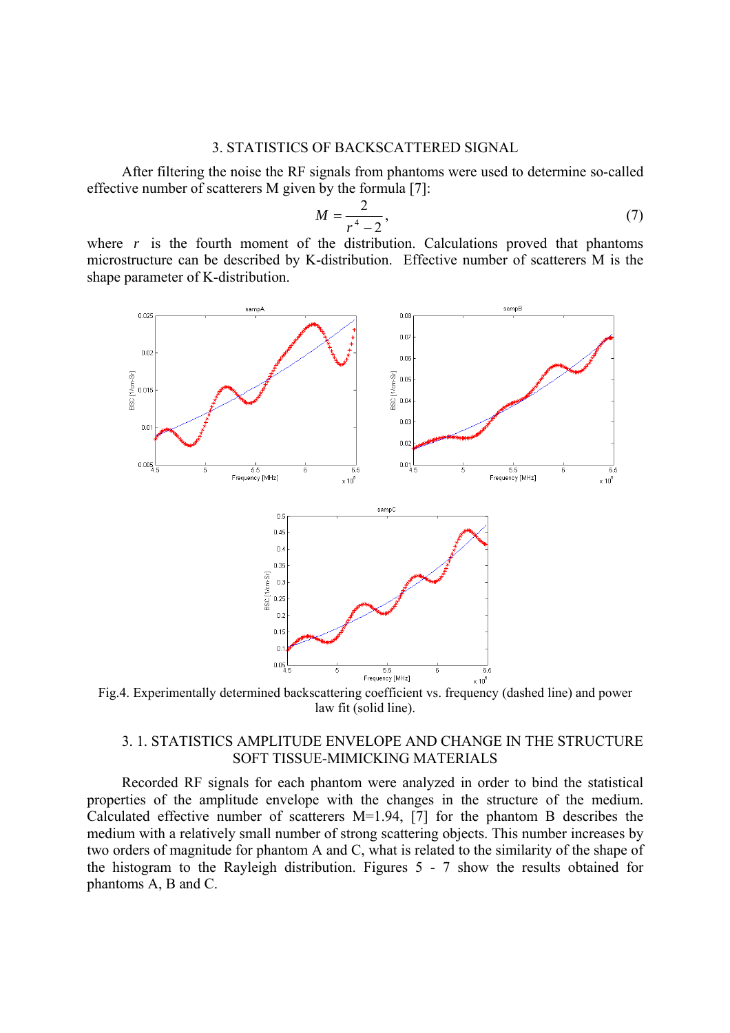## 3. STATISTICS OF BACKSCATTERED SIGNAL

After filtering the noise the RF signals from phantoms were used to determine so-called effective number of scatterers M given by the formula [7]:

$$M = \frac{2}{r^4 - 2}, \tag{7}$$

where $r$ is the fourth moment of the distribution. Calculations proved that phantoms microstructure can be described by K-distribution. Effective number of scatterers M is the shape parameter of K-distribution.

Fig.4. Experimentally determined backscattering coefficient vs. frequency (dashed line) and power law fit (solid line).

### 3. 1. STATISTICS AMPLITUDE ENVELOPE AND CHANGE IN THE STRUCTURE SOFT TISSUE-MIMICKING MATERIALS

Recorded RF signals for each phantom were analyzed in order to bind the statistical properties of the amplitude envelope with the changes in the structure of the medium. Calculated effective number of scatterers M=1.94, [7] for the phantom B describes the medium with a relatively small number of strong scattering objects. This number increases by two orders of magnitude for phantom A and C, what is related to the similarity of the shape of the histogram to the Rayleigh distribution. Figures 5 - 7 show the results obtained for phantoms A, B and C.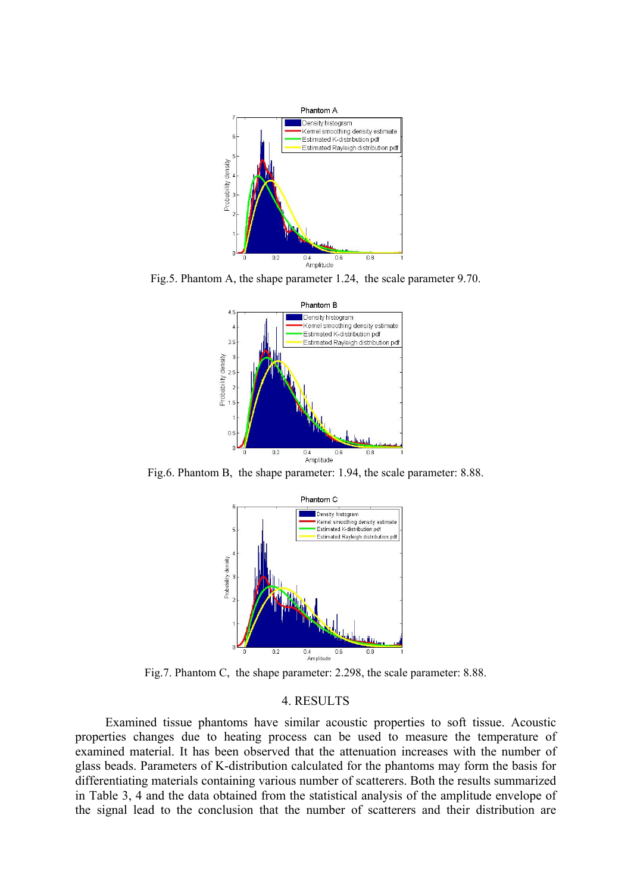Fig.5. Phantom A, the shape parameter 1.24, the scale parameter 9.70.

Fig.6. Phantom B, the shape parameter: 1.94, the scale parameter: 8.88.

Fig.7. Phantom C, the shape parameter: 2.298, the scale parameter: 8.88.

## 4. RESULTS

Examined tissue phantoms have similar acoustic properties to soft tissue. Acoustic properties changes due to heating process can be used to measure the temperature of examined material. It has been observed that the attenuation increases with the number of glass beads. Parameters of K-distribution calculated for the phantoms may form the basis for differentiating materials containing various number of scatterers. Both the results summarized in Table 3, 4 and the data obtained from the statistical analysis of the amplitude envelope of the signal lead to the conclusion that the number of scatterers and their distribution are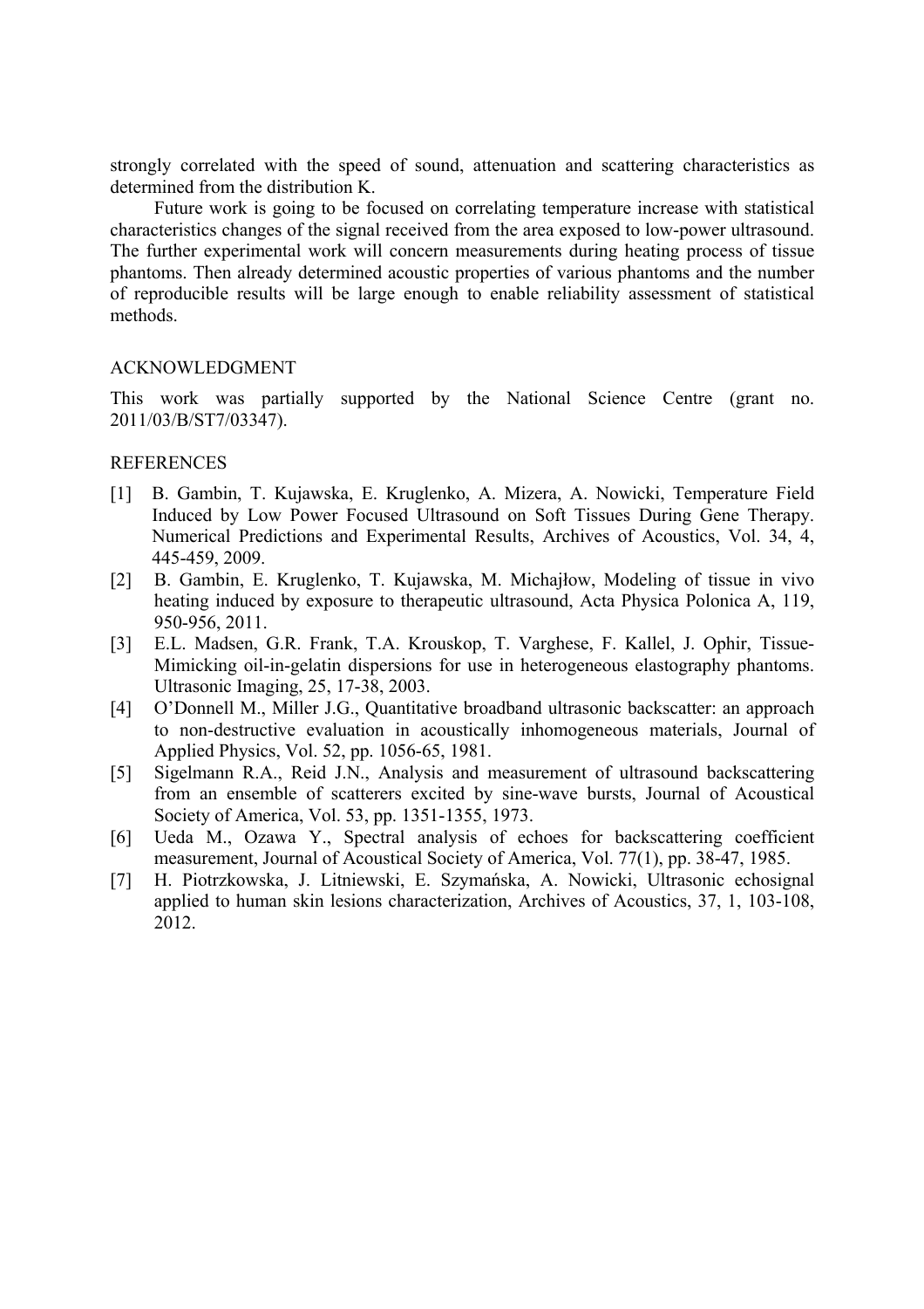strongly correlated with the speed of sound, attenuation and scattering characteristics as determined from the distribution K.

Future work is going to be focused on correlating temperature increase with statistical characteristics changes of the signal received from the area exposed to low-power ultrasound. The further experimental work will concern measurements during heating process of tissue phantoms. Then already determined acoustic properties of various phantoms and the number of reproducible results will be large enough to enable reliability assessment of statistical methods.

## ACKNOWLEDGMENT

This work was partially supported by the National Science Centre (grant no. 2011/03/B/ST7/03347).

## REFERENCES

[1] B. Gambin, T. Kujawska, E. Kruglenko, A. Mizera, A. Nowicki, Temperature Field Induced by Low Power Focused Ultrasound on Soft Tissues During Gene Therapy. Numerical Predictions and Experimental Results, Archives of Acoustics, Vol. 34, 4, 445-459, 2009.

[2] B. Gambin, E. Kruglenko, T. Kujawska, M. Michajłow, Modeling of tissue in vivo heating induced by exposure to therapeutic ultrasound, Acta Physica Polonica A, 119, 950-956, 2011.

[3] E.L. Madsen, G.R. Frank, T.A. Krouskop, T. Varghese, F. Kallel, J. Ophir, Tissue-Mimicking oil-in-gelatin dispersions for use in heterogeneous elastography phantoms. Ultrasonic Imaging, 25, 17-38, 2003.

[4] O'Donnell M., Miller J.G., Quantitative broadband ultrasonic backscatter: an approach to non-destructive evaluation in acoustically inhomogeneous materials, Journal of Applied Physics, Vol. 52, pp. 1056-65, 1981.

[5] Sigelmann R.A., Reid J.N., Analysis and measurement of ultrasound backscattering from an ensemble of scatterers excited by sine-wave bursts, Journal of Acoustical Society of America, Vol. 53, pp. 1351-1355, 1973.

[6] Ueda M., Ozawa Y., Spectral analysis of echoes for backscattering coefficient measurement, Journal of Acoustical Society of America, Vol. 77(1), pp. 38-47, 1985.

[7] H. Piotrzkowska, J. Litniewski, E. Szymańska, A. Nowicki, Ultrasonic echosignal applied to human skin lesions characterization, Archives of Acoustics, 37, 1, 103-108, 2012.